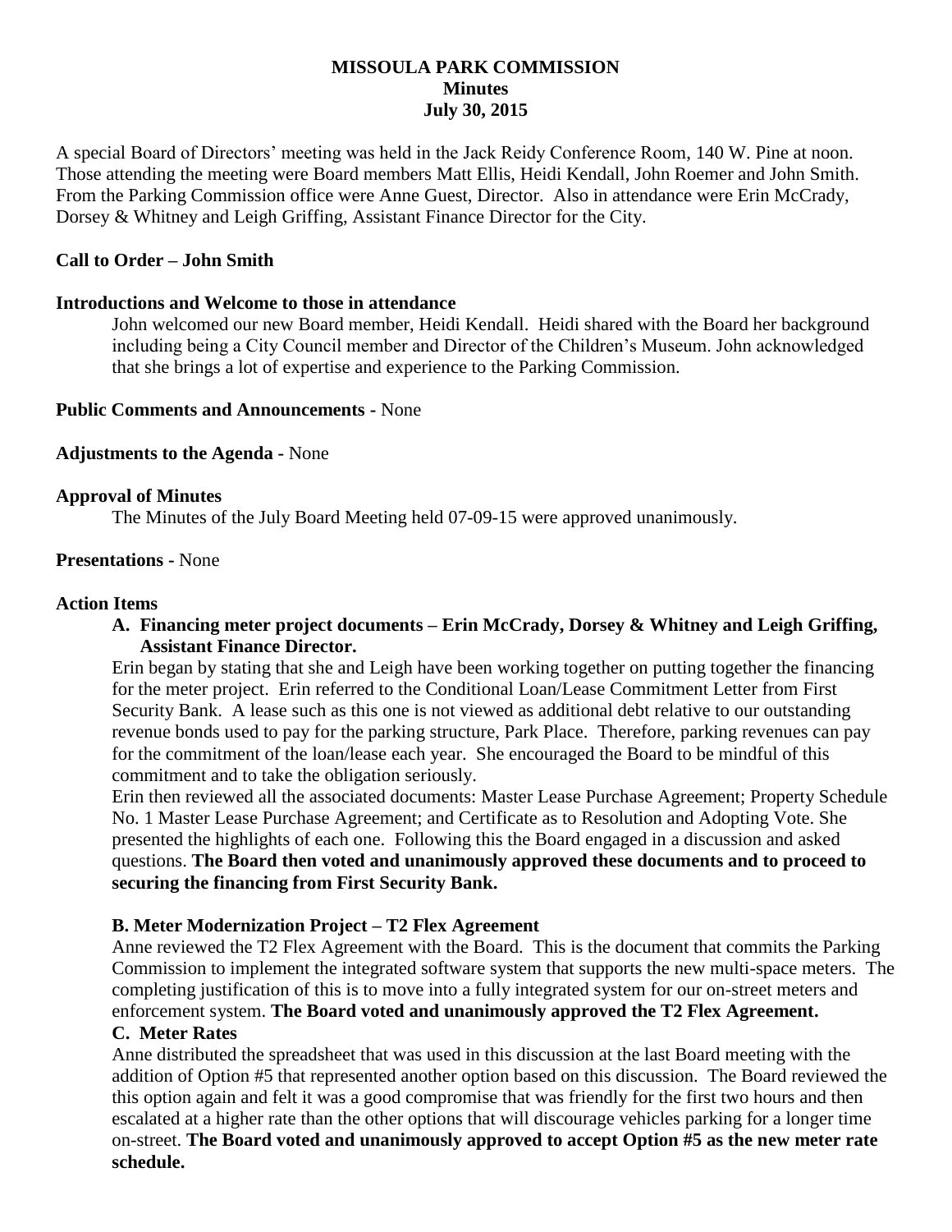**MISSOULA PARK COMMISSION**
**Minutes**
**July 30, 2015**

A special Board of Directors' meeting was held in the Jack Reidy Conference Room, 140 W. Pine at noon. Those attending the meeting were Board members Matt Ellis, Heidi Kendall, John Roemer and John Smith. From the Parking Commission office were Anne Guest, Director. Also in attendance were Erin McCrady, Dorsey & Whitney and Leigh Griffing, Assistant Finance Director for the City.

**Call to Order – John Smith**

**Introductions and Welcome to those in attendance**

John welcomed our new Board member, Heidi Kendall. Heidi shared with the Board her background including being a City Council member and Director of the Children's Museum. John acknowledged that she brings a lot of expertise and experience to the Parking Commission.

**Public Comments and Announcements -** None

**Adjustments to the Agenda -** None

**Approval of Minutes**

The Minutes of the July Board Meeting held 07-09-15 were approved unanimously.

**Presentations -** None

**Action Items**

**A. Financing meter project documents – Erin McCrady, Dorsey & Whitney and Leigh Griffing, Assistant Finance Director.**

Erin began by stating that she and Leigh have been working together on putting together the financing for the meter project. Erin referred to the Conditional Loan/Lease Commitment Letter from First Security Bank. A lease such as this one is not viewed as additional debt relative to our outstanding revenue bonds used to pay for the parking structure, Park Place. Therefore, parking revenues can pay for the commitment of the loan/lease each year. She encouraged the Board to be mindful of this commitment and to take the obligation seriously.

Erin then reviewed all the associated documents: Master Lease Purchase Agreement; Property Schedule No. 1 Master Lease Purchase Agreement; and Certificate as to Resolution and Adopting Vote. She presented the highlights of each one. Following this the Board engaged in a discussion and asked questions. **The Board then voted and unanimously approved these documents and to proceed to securing the financing from First Security Bank.**

**B. Meter Modernization Project – T2 Flex Agreement**

Anne reviewed the T2 Flex Agreement with the Board. This is the document that commits the Parking Commission to implement the integrated software system that supports the new multi-space meters. The completing justification of this is to move into a fully integrated system for our on-street meters and enforcement system. **The Board voted and unanimously approved the T2 Flex Agreement.**

**C. Meter Rates**

Anne distributed the spreadsheet that was used in this discussion at the last Board meeting with the addition of Option #5 that represented another option based on this discussion. The Board reviewed the this option again and felt it was a good compromise that was friendly for the first two hours and then escalated at a higher rate than the other options that will discourage vehicles parking for a longer time on-street. **The Board voted and unanimously approved to accept Option #5 as the new meter rate schedule.**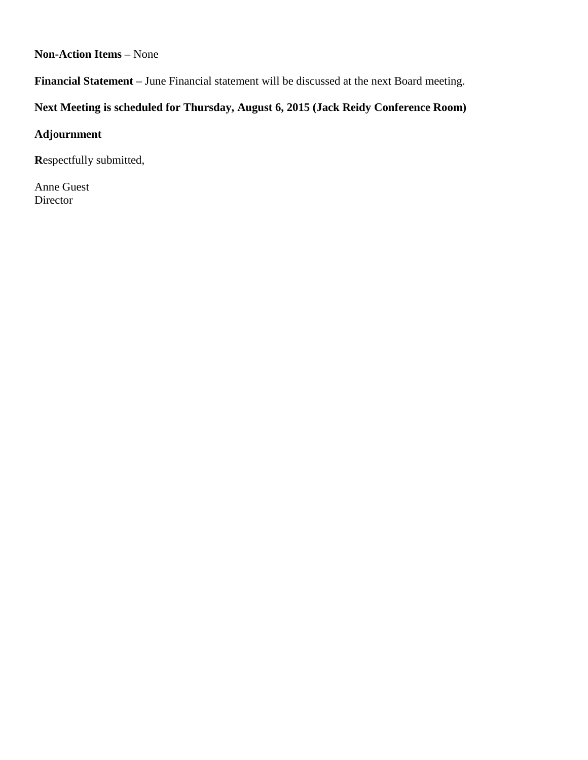**Non-Action Items –** None

**Financial Statement –** June Financial statement will be discussed at the next Board meeting.

**Next Meeting is scheduled for Thursday, August 6, 2015 (Jack Reidy Conference Room)**

**Adjournment**

**R**espectfully submitted,

Anne Guest
Director